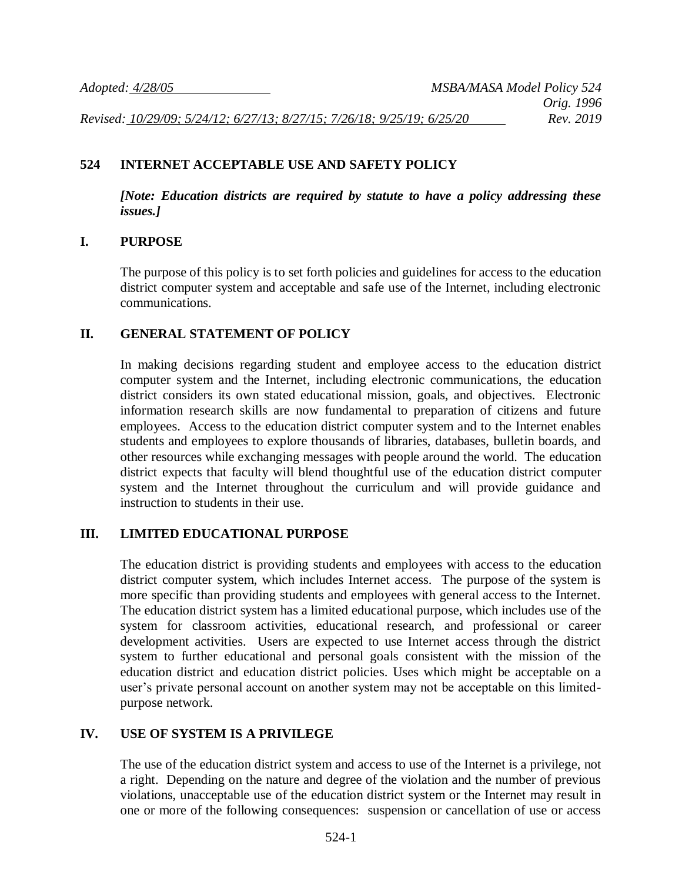*Adopted: 4/28/05* *MSBA/MASA Model Policy 524*
*Orig. 1996*
*Revised: 10/29/09; 5/24/12; 6/27/13; 8/27/15; 7/26/18; 9/25/19; 6/25/20* *Rev. 2019*

# 524 INTERNET ACCEPTABLE USE AND SAFETY POLICY

***[Note: Education districts are required by statute to have a policy addressing these issues.]***

## I. PURPOSE

The purpose of this policy is to set forth policies and guidelines for access to the education district computer system and acceptable and safe use of the Internet, including electronic communications.

## II. GENERAL STATEMENT OF POLICY

In making decisions regarding student and employee access to the education district computer system and the Internet, including electronic communications, the education district considers its own stated educational mission, goals, and objectives. Electronic information research skills are now fundamental to preparation of citizens and future employees. Access to the education district computer system and to the Internet enables students and employees to explore thousands of libraries, databases, bulletin boards, and other resources while exchanging messages with people around the world. The education district expects that faculty will blend thoughtful use of the education district computer system and the Internet throughout the curriculum and will provide guidance and instruction to students in their use.

## III. LIMITED EDUCATIONAL PURPOSE

The education district is providing students and employees with access to the education district computer system, which includes Internet access. The purpose of the system is more specific than providing students and employees with general access to the Internet. The education district system has a limited educational purpose, which includes use of the system for classroom activities, educational research, and professional or career development activities. Users are expected to use Internet access through the district system to further educational and personal goals consistent with the mission of the education district and education district policies. Uses which might be acceptable on a user's private personal account on another system may not be acceptable on this limited-purpose network.

## IV. USE OF SYSTEM IS A PRIVILEGE

The use of the education district system and access to use of the Internet is a privilege, not a right. Depending on the nature and degree of the violation and the number of previous violations, unacceptable use of the education district system or the Internet may result in one or more of the following consequences: suspension or cancellation of use or access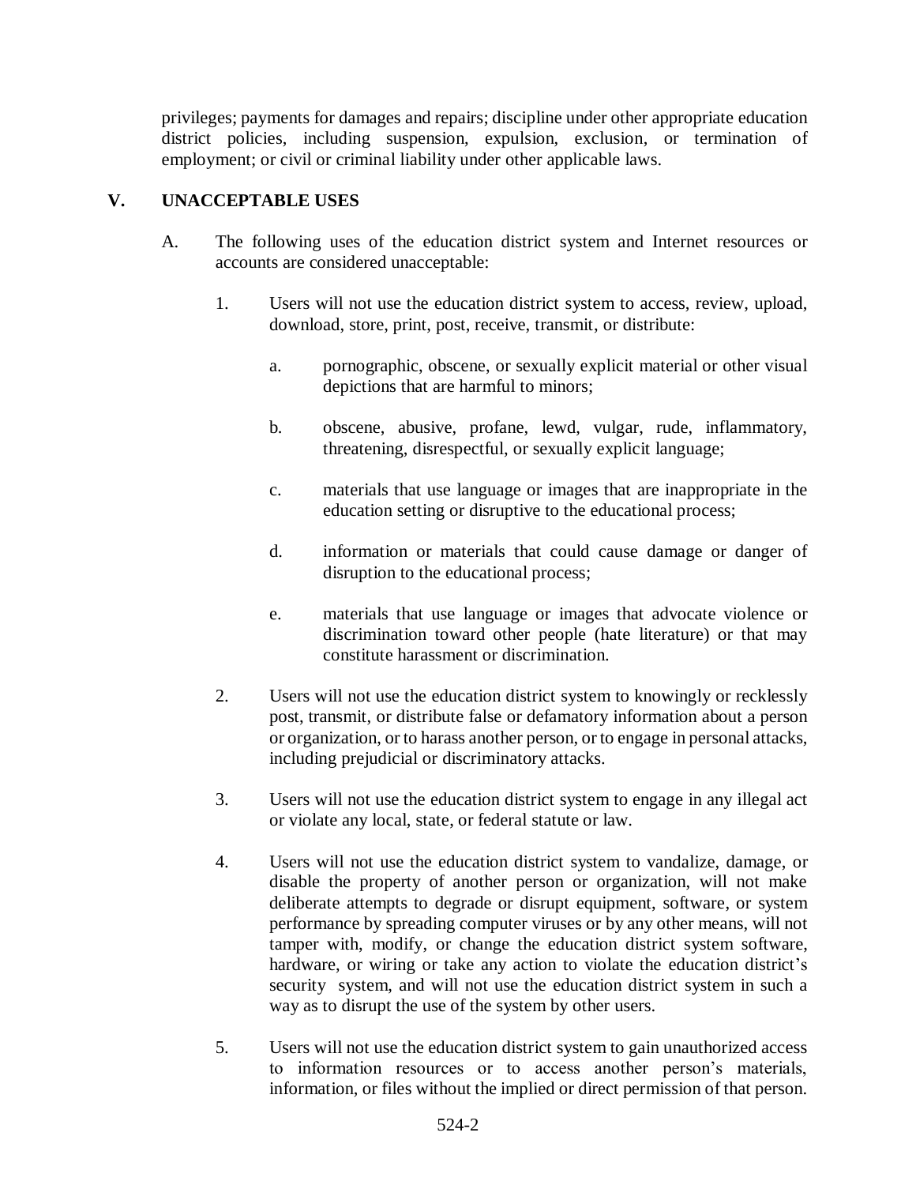privileges; payments for damages and repairs; discipline under other appropriate education district policies, including suspension, expulsion, exclusion, or termination of employment; or civil or criminal liability under other applicable laws.

## V. UNACCEPTABLE USES

A. The following uses of the education district system and Internet resources or accounts are considered unacceptable:

1. Users will not use the education district system to access, review, upload, download, store, print, post, receive, transmit, or distribute:

    a. pornographic, obscene, or sexually explicit material or other visual depictions that are harmful to minors;

    b. obscene, abusive, profane, lewd, vulgar, rude, inflammatory, threatening, disrespectful, or sexually explicit language;

    c. materials that use language or images that are inappropriate in the education setting or disruptive to the educational process;

    d. information or materials that could cause damage or danger of disruption to the educational process;

    e. materials that use language or images that advocate violence or discrimination toward other people (hate literature) or that may constitute harassment or discrimination.

2. Users will not use the education district system to knowingly or recklessly post, transmit, or distribute false or defamatory information about a person or organization, or to harass another person, or to engage in personal attacks, including prejudicial or discriminatory attacks.

3. Users will not use the education district system to engage in any illegal act or violate any local, state, or federal statute or law.

4. Users will not use the education district system to vandalize, damage, or disable the property of another person or organization, will not make deliberate attempts to degrade or disrupt equipment, software, or system performance by spreading computer viruses or by any other means, will not tamper with, modify, or change the education district system software, hardware, or wiring or take any action to violate the education district's security system, and will not use the education district system in such a way as to disrupt the use of the system by other users.

5. Users will not use the education district system to gain unauthorized access to information resources or to access another person's materials, information, or files without the implied or direct permission of that person.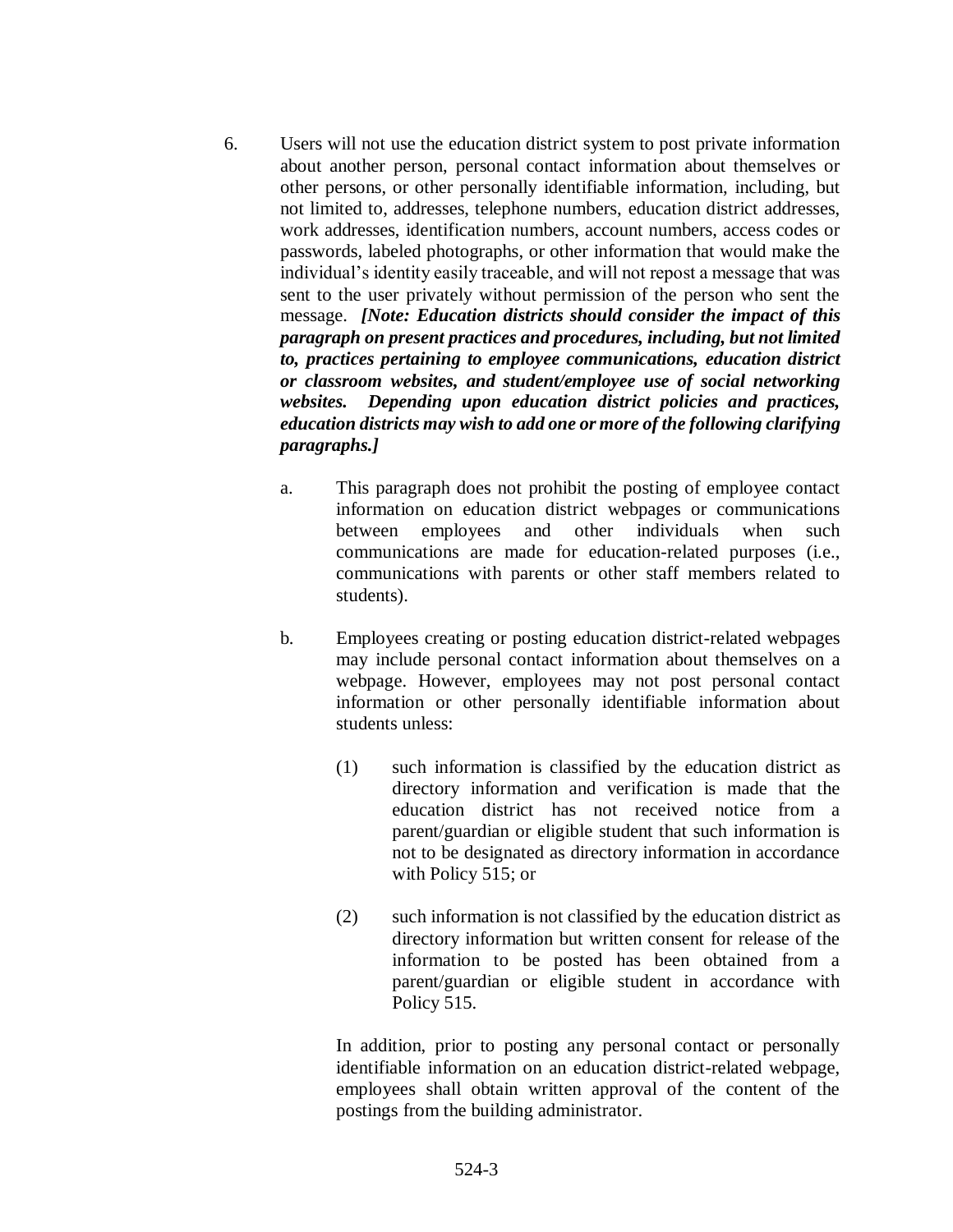6. Users will not use the education district system to post private information about another person, personal contact information about themselves or other persons, or other personally identifiable information, including, but not limited to, addresses, telephone numbers, education district addresses, work addresses, identification numbers, account numbers, access codes or passwords, labeled photographs, or other information that would make the individual's identity easily traceable, and will not repost a message that was sent to the user privately without permission of the person who sent the message. ***[Note: Education districts should consider the impact of this paragraph on present practices and procedures, including, but not limited to, practices pertaining to employee communications, education district or classroom websites, and student/employee use of social networking websites. Depending upon education district policies and practices, education districts may wish to add one or more of the following clarifying paragraphs.]***

   a. This paragraph does not prohibit the posting of employee contact information on education district webpages or communications between employees and other individuals when such communications are made for education-related purposes (i.e., communications with parents or other staff members related to students).

   b. Employees creating or posting education district-related webpages may include personal contact information about themselves on a webpage. However, employees may not post personal contact information or other personally identifiable information about students unless:

      (1) such information is classified by the education district as directory information and verification is made that the education district has not received notice from a parent/guardian or eligible student that such information is not to be designated as directory information in accordance with Policy 515; or

      (2) such information is not classified by the education district as directory information but written consent for release of the information to be posted has been obtained from a parent/guardian or eligible student in accordance with Policy 515.

      In addition, prior to posting any personal contact or personally identifiable information on an education district-related webpage, employees shall obtain written approval of the content of the postings from the building administrator.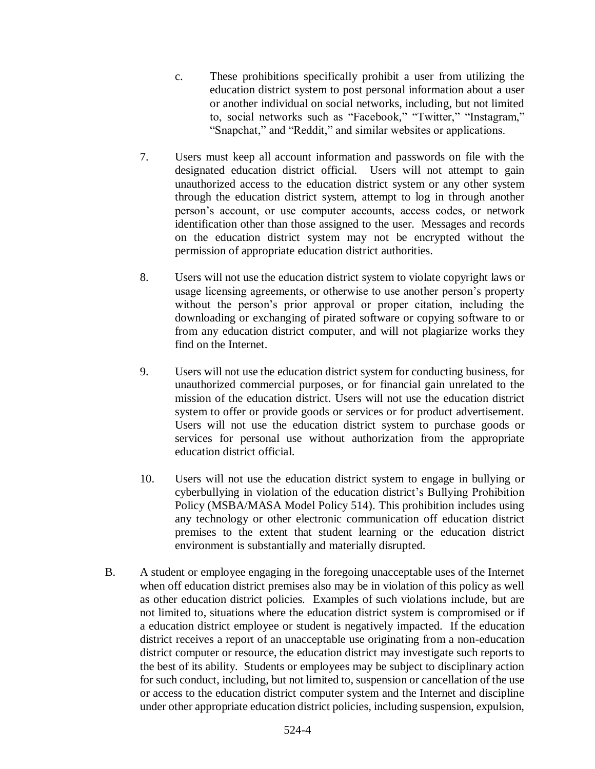c. These prohibitions specifically prohibit a user from utilizing the education district system to post personal information about a user or another individual on social networks, including, but not limited to, social networks such as "Facebook," "Twitter," "Instagram," "Snapchat," and "Reddit," and similar websites or applications.

7. Users must keep all account information and passwords on file with the designated education district official. Users will not attempt to gain unauthorized access to the education district system or any other system through the education district system, attempt to log in through another person's account, or use computer accounts, access codes, or network identification other than those assigned to the user. Messages and records on the education district system may not be encrypted without the permission of appropriate education district authorities.

8. Users will not use the education district system to violate copyright laws or usage licensing agreements, or otherwise to use another person's property without the person's prior approval or proper citation, including the downloading or exchanging of pirated software or copying software to or from any education district computer, and will not plagiarize works they find on the Internet.

9. Users will not use the education district system for conducting business, for unauthorized commercial purposes, or for financial gain unrelated to the mission of the education district. Users will not use the education district system to offer or provide goods or services or for product advertisement. Users will not use the education district system to purchase goods or services for personal use without authorization from the appropriate education district official.

10. Users will not use the education district system to engage in bullying or cyberbullying in violation of the education district's Bullying Prohibition Policy (MSBA/MASA Model Policy 514). This prohibition includes using any technology or other electronic communication off education district premises to the extent that student learning or the education district environment is substantially and materially disrupted.

B. A student or employee engaging in the foregoing unacceptable uses of the Internet when off education district premises also may be in violation of this policy as well as other education district policies. Examples of such violations include, but are not limited to, situations where the education district system is compromised or if a education district employee or student is negatively impacted. If the education district receives a report of an unacceptable use originating from a non-education district computer or resource, the education district may investigate such reports to the best of its ability. Students or employees may be subject to disciplinary action for such conduct, including, but not limited to, suspension or cancellation of the use or access to the education district computer system and the Internet and discipline under other appropriate education district policies, including suspension, expulsion,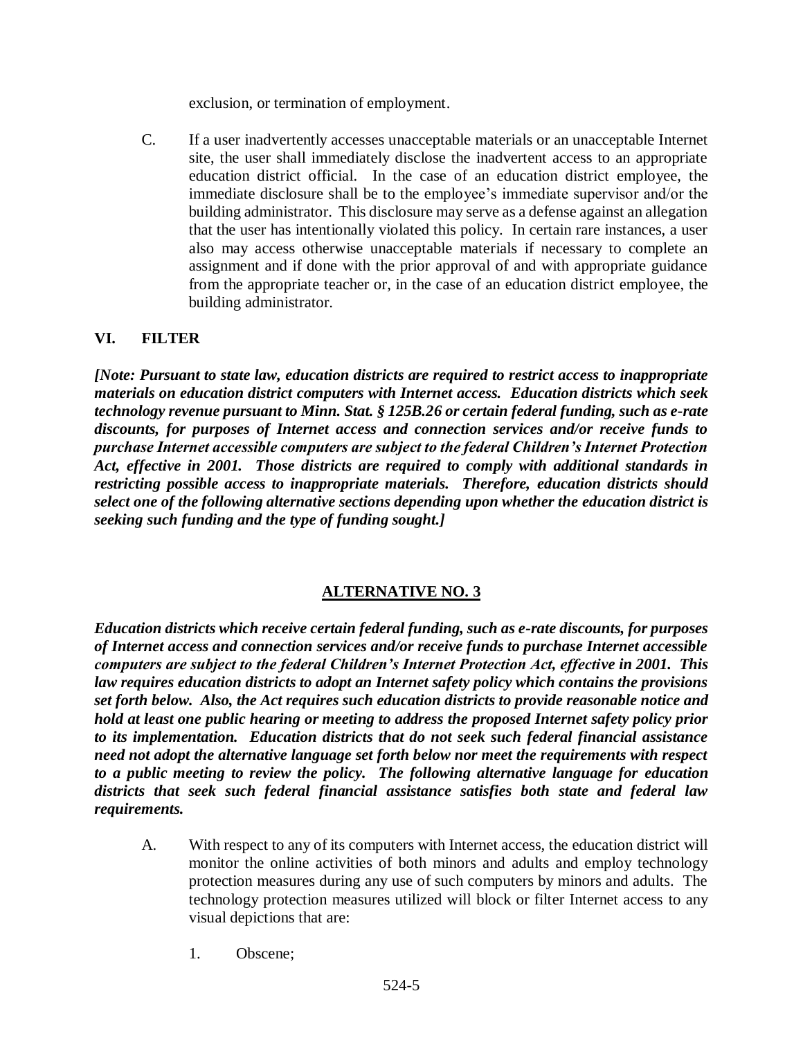exclusion, or termination of employment.

C. If a user inadvertently accesses unacceptable materials or an unacceptable Internet site, the user shall immediately disclose the inadvertent access to an appropriate education district official. In the case of an education district employee, the immediate disclosure shall be to the employee's immediate supervisor and/or the building administrator. This disclosure may serve as a defense against an allegation that the user has intentionally violated this policy. In certain rare instances, a user also may access otherwise unacceptable materials if necessary to complete an assignment and if done with the prior approval of and with appropriate guidance from the appropriate teacher or, in the case of an education district employee, the building administrator.

## VI. FILTER

***[Note: Pursuant to state law, education districts are required to restrict access to inappropriate materials on education district computers with Internet access. Education districts which seek technology revenue pursuant to Minn. Stat. § 125B.26 or certain federal funding, such as e-rate discounts, for purposes of Internet access and connection services and/or receive funds to purchase Internet accessible computers are subject to the federal Children's Internet Protection Act, effective in 2001. Those districts are required to comply with additional standards in restricting possible access to inappropriate materials. Therefore, education districts should select one of the following alternative sections depending upon whether the education district is seeking such funding and the type of funding sought.]***

### ALTERNATIVE NO. 3

***Education districts which receive certain federal funding, such as e-rate discounts, for purposes of Internet access and connection services and/or receive funds to purchase Internet accessible computers are subject to the federal Children's Internet Protection Act, effective in 2001. This law requires education districts to adopt an Internet safety policy which contains the provisions set forth below. Also, the Act requires such education districts to provide reasonable notice and hold at least one public hearing or meeting to address the proposed Internet safety policy prior to its implementation. Education districts that do not seek such federal financial assistance need not adopt the alternative language set forth below nor meet the requirements with respect to a public meeting to review the policy. The following alternative language for education districts that seek such federal financial assistance satisfies both state and federal law requirements.***

A. With respect to any of its computers with Internet access, the education district will monitor the online activities of both minors and adults and employ technology protection measures during any use of such computers by minors and adults. The technology protection measures utilized will block or filter Internet access to any visual depictions that are:

1. Obscene;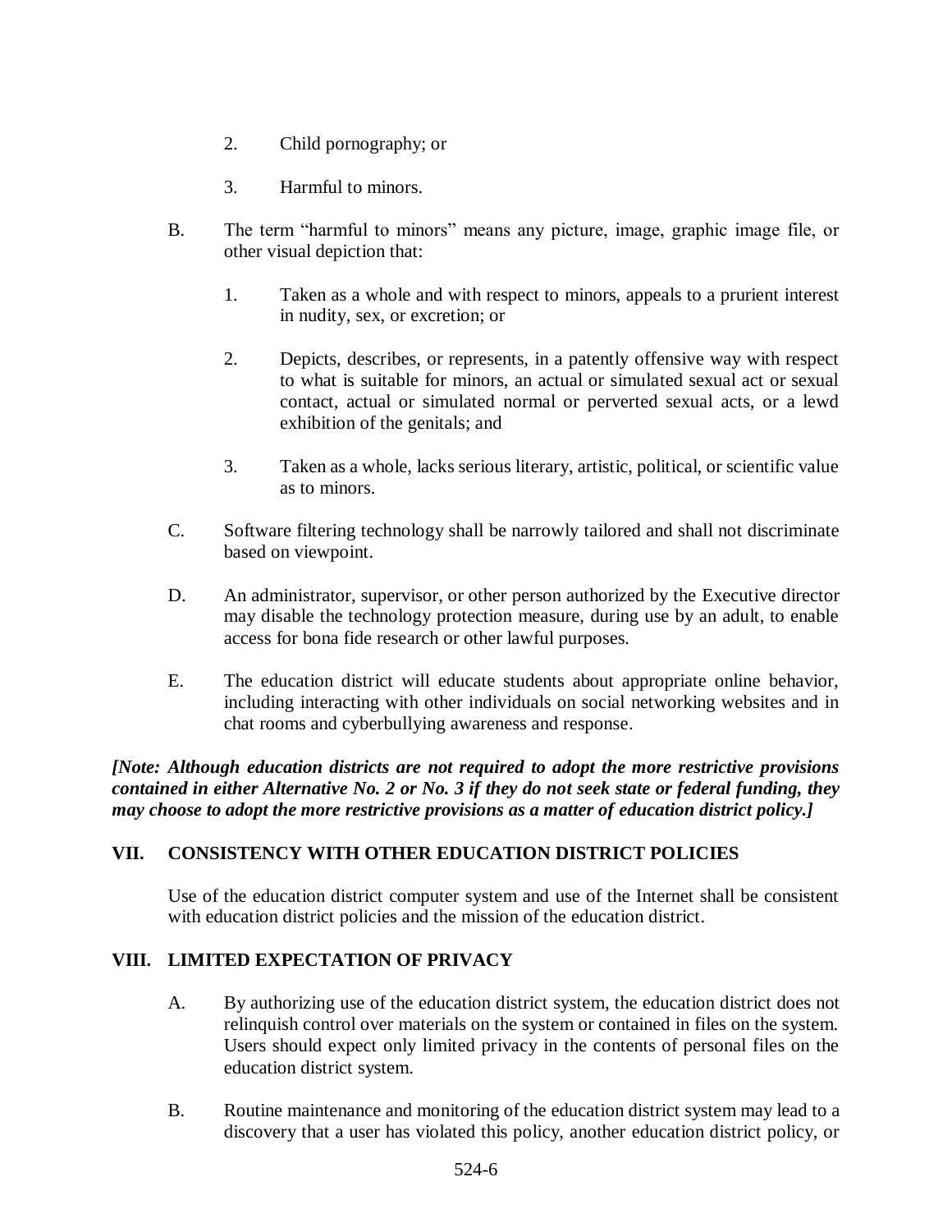2. Child pornography; or

3. Harmful to minors.

B. The term "harmful to minors" means any picture, image, graphic image file, or other visual depiction that:

   1. Taken as a whole and with respect to minors, appeals to a prurient interest in nudity, sex, or excretion; or

   2. Depicts, describes, or represents, in a patently offensive way with respect to what is suitable for minors, an actual or simulated sexual act or sexual contact, actual or simulated normal or perverted sexual acts, or a lewd exhibition of the genitals; and

   3. Taken as a whole, lacks serious literary, artistic, political, or scientific value as to minors.

C. Software filtering technology shall be narrowly tailored and shall not discriminate based on viewpoint.

D. An administrator, supervisor, or other person authorized by the Executive director may disable the technology protection measure, during use by an adult, to enable access for bona fide research or other lawful purposes.

E. The education district will educate students about appropriate online behavior, including interacting with other individuals on social networking websites and in chat rooms and cyberbullying awareness and response.

***[Note: Although education districts are not required to adopt the more restrictive provisions contained in either Alternative No. 2 or No. 3 if they do not seek state or federal funding, they may choose to adopt the more restrictive provisions as a matter of education district policy.]***

## VII. CONSISTENCY WITH OTHER EDUCATION DISTRICT POLICIES

Use of the education district computer system and use of the Internet shall be consistent with education district policies and the mission of the education district.

## VIII. LIMITED EXPECTATION OF PRIVACY

A. By authorizing use of the education district system, the education district does not relinquish control over materials on the system or contained in files on the system. Users should expect only limited privacy in the contents of personal files on the education district system.

B. Routine maintenance and monitoring of the education district system may lead to a discovery that a user has violated this policy, another education district policy, or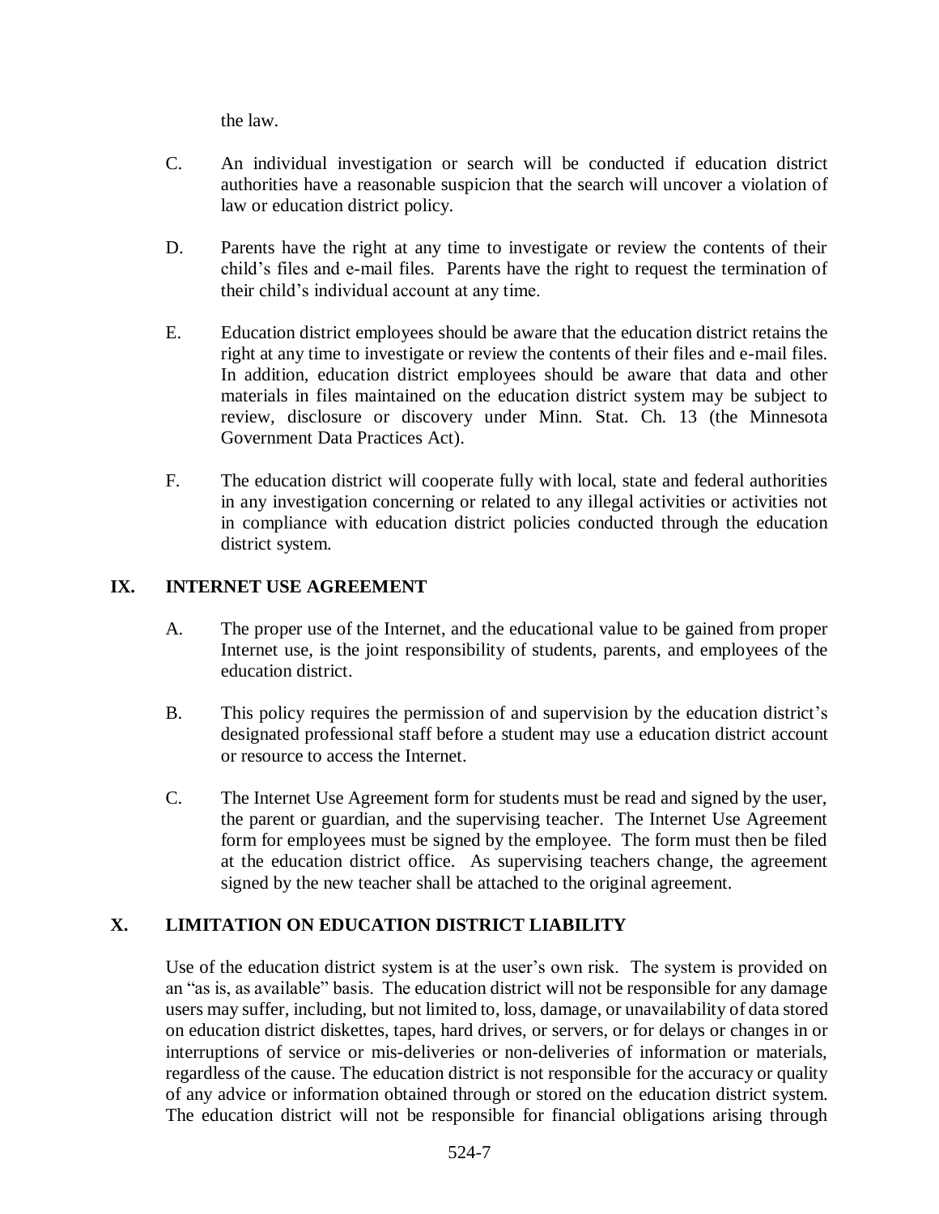the law.

C. An individual investigation or search will be conducted if education district authorities have a reasonable suspicion that the search will uncover a violation of law or education district policy.

D. Parents have the right at any time to investigate or review the contents of their child's files and e-mail files. Parents have the right to request the termination of their child's individual account at any time.

E. Education district employees should be aware that the education district retains the right at any time to investigate or review the contents of their files and e-mail files. In addition, education district employees should be aware that data and other materials in files maintained on the education district system may be subject to review, disclosure or discovery under Minn. Stat. Ch. 13 (the Minnesota Government Data Practices Act).

F. The education district will cooperate fully with local, state and federal authorities in any investigation concerning or related to any illegal activities or activities not in compliance with education district policies conducted through the education district system.

## IX. INTERNET USE AGREEMENT

A. The proper use of the Internet, and the educational value to be gained from proper Internet use, is the joint responsibility of students, parents, and employees of the education district.

B. This policy requires the permission of and supervision by the education district's designated professional staff before a student may use a education district account or resource to access the Internet.

C. The Internet Use Agreement form for students must be read and signed by the user, the parent or guardian, and the supervising teacher. The Internet Use Agreement form for employees must be signed by the employee. The form must then be filed at the education district office. As supervising teachers change, the agreement signed by the new teacher shall be attached to the original agreement.

## X. LIMITATION ON EDUCATION DISTRICT LIABILITY

Use of the education district system is at the user's own risk. The system is provided on an "as is, as available" basis. The education district will not be responsible for any damage users may suffer, including, but not limited to, loss, damage, or unavailability of data stored on education district diskettes, tapes, hard drives, or servers, or for delays or changes in or interruptions of service or mis-deliveries or non-deliveries of information or materials, regardless of the cause. The education district is not responsible for the accuracy or quality of any advice or information obtained through or stored on the education district system. The education district will not be responsible for financial obligations arising through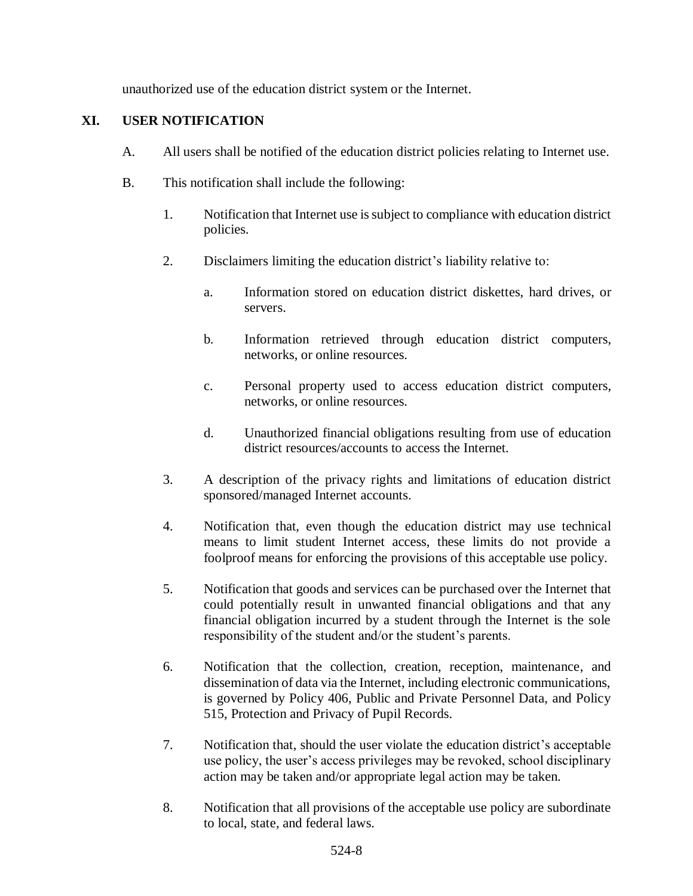unauthorized use of the education district system or the Internet.

## XI. USER NOTIFICATION

A. All users shall be notified of the education district policies relating to Internet use.

B. This notification shall include the following:

1. Notification that Internet use is subject to compliance with education district policies.

2. Disclaimers limiting the education district's liability relative to:

   a. Information stored on education district diskettes, hard drives, or servers.

   b. Information retrieved through education district computers, networks, or online resources.

   c. Personal property used to access education district computers, networks, or online resources.

   d. Unauthorized financial obligations resulting from use of education district resources/accounts to access the Internet.

3. A description of the privacy rights and limitations of education district sponsored/managed Internet accounts.

4. Notification that, even though the education district may use technical means to limit student Internet access, these limits do not provide a foolproof means for enforcing the provisions of this acceptable use policy.

5. Notification that goods and services can be purchased over the Internet that could potentially result in unwanted financial obligations and that any financial obligation incurred by a student through the Internet is the sole responsibility of the student and/or the student's parents.

6. Notification that the collection, creation, reception, maintenance, and dissemination of data via the Internet, including electronic communications, is governed by Policy 406, Public and Private Personnel Data, and Policy 515, Protection and Privacy of Pupil Records.

7. Notification that, should the user violate the education district's acceptable use policy, the user's access privileges may be revoked, school disciplinary action may be taken and/or appropriate legal action may be taken.

8. Notification that all provisions of the acceptable use policy are subordinate to local, state, and federal laws.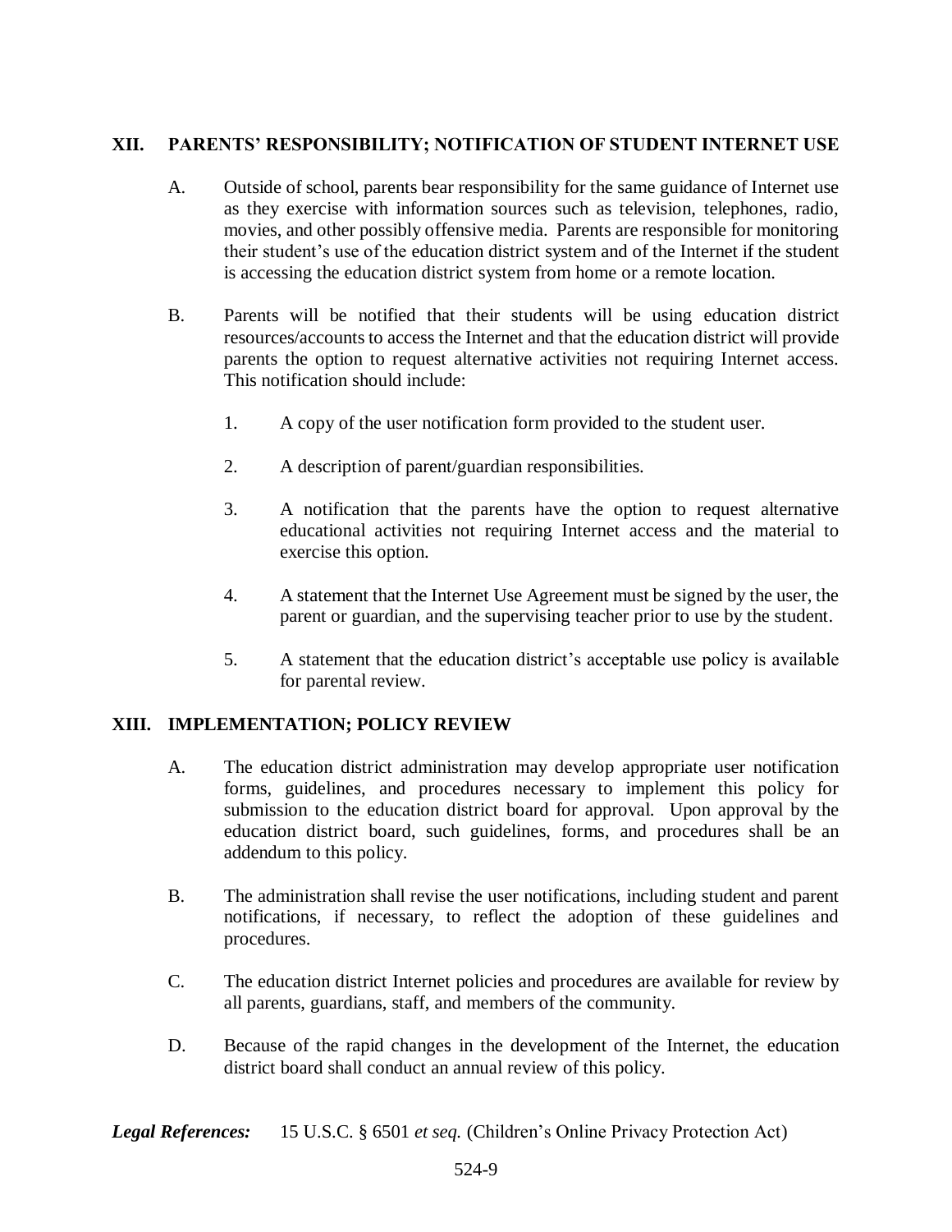## XII. PARENTS' RESPONSIBILITY; NOTIFICATION OF STUDENT INTERNET USE

A. Outside of school, parents bear responsibility for the same guidance of Internet use as they exercise with information sources such as television, telephones, radio, movies, and other possibly offensive media. Parents are responsible for monitoring their student's use of the education district system and of the Internet if the student is accessing the education district system from home or a remote location.

B. Parents will be notified that their students will be using education district resources/accounts to access the Internet and that the education district will provide parents the option to request alternative activities not requiring Internet access. This notification should include:

1. A copy of the user notification form provided to the student user.

2. A description of parent/guardian responsibilities.

3. A notification that the parents have the option to request alternative educational activities not requiring Internet access and the material to exercise this option.

4. A statement that the Internet Use Agreement must be signed by the user, the parent or guardian, and the supervising teacher prior to use by the student.

5. A statement that the education district's acceptable use policy is available for parental review.

## XIII. IMPLEMENTATION; POLICY REVIEW

A. The education district administration may develop appropriate user notification forms, guidelines, and procedures necessary to implement this policy for submission to the education district board for approval. Upon approval by the education district board, such guidelines, forms, and procedures shall be an addendum to this policy.

B. The administration shall revise the user notifications, including student and parent notifications, if necessary, to reflect the adoption of these guidelines and procedures.

C. The education district Internet policies and procedures are available for review by all parents, guardians, staff, and members of the community.

D. Because of the rapid changes in the development of the Internet, the education district board shall conduct an annual review of this policy.

***Legal References:*** 15 U.S.C. § 6501 *et seq.* (Children's Online Privacy Protection Act)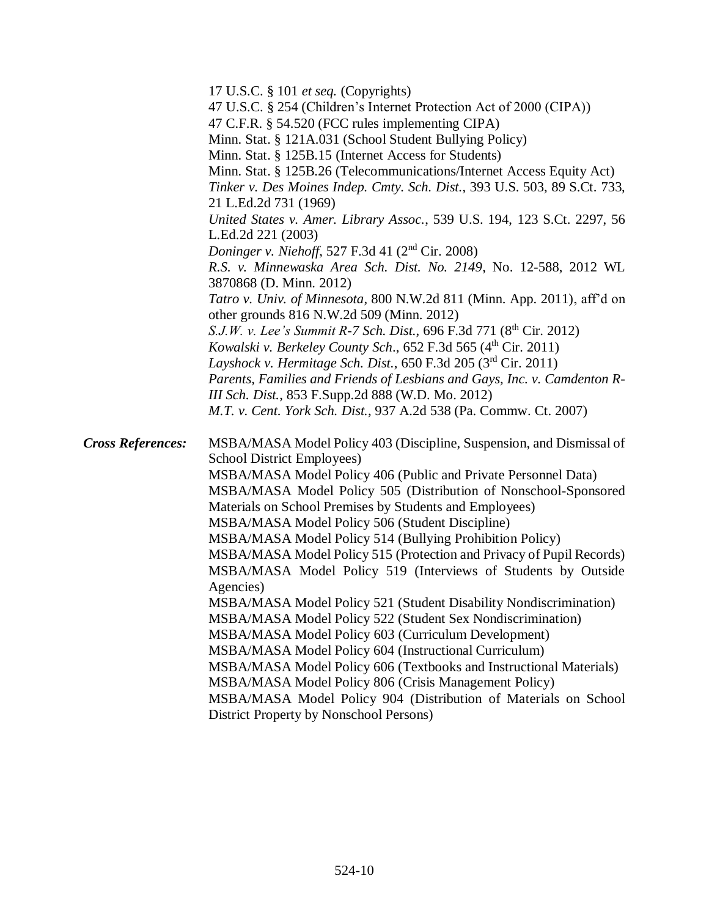17 U.S.C. § 101 *et seq.* (Copyrights)
47 U.S.C. § 254 (Children's Internet Protection Act of 2000 (CIPA))
47 C.F.R. § 54.520 (FCC rules implementing CIPA)
Minn. Stat. § 121A.031 (School Student Bullying Policy)
Minn. Stat. § 125B.15 (Internet Access for Students)
Minn. Stat. § 125B.26 (Telecommunications/Internet Access Equity Act)
*Tinker v. Des Moines Indep. Cmty. Sch. Dist.*, 393 U.S. 503, 89 S.Ct. 733, 21 L.Ed.2d 731 (1969)
*United States v. Amer. Library Assoc.*, 539 U.S. 194, 123 S.Ct. 2297, 56 L.Ed.2d 221 (2003)
*Doninger v. Niehoff*, 527 F.3d 41 (2nd Cir. 2008)
*R.S. v. Minnewaska Area Sch. Dist. No. 2149*, No. 12-588, 2012 WL 3870868 (D. Minn. 2012)
*Tatro v. Univ. of Minnesota*, 800 N.W.2d 811 (Minn. App. 2011), aff'd on other grounds 816 N.W.2d 509 (Minn. 2012)
*S.J.W. v. Lee's Summit R-7 Sch. Dist.*, 696 F.3d 771 (8th Cir. 2012)
*Kowalski v. Berkeley County Sch*., 652 F.3d 565 (4th Cir. 2011)
*Layshock v. Hermitage Sch. Dist.*, 650 F.3d 205 (3rd Cir. 2011)
*Parents, Families and Friends of Lesbians and Gays, Inc. v. Camdenton R-III Sch. Dist.*, 853 F.Supp.2d 888 (W.D. Mo. 2012)
*M.T. v. Cent. York Sch. Dist.*, 937 A.2d 538 (Pa. Commw. Ct. 2007)

***Cross References:*** MSBA/MASA Model Policy 403 (Discipline, Suspension, and Dismissal of School District Employees)
MSBA/MASA Model Policy 406 (Public and Private Personnel Data)
MSBA/MASA Model Policy 505 (Distribution of Nonschool-Sponsored Materials on School Premises by Students and Employees)
MSBA/MASA Model Policy 506 (Student Discipline)
MSBA/MASA Model Policy 514 (Bullying Prohibition Policy)
MSBA/MASA Model Policy 515 (Protection and Privacy of Pupil Records)
MSBA/MASA Model Policy 519 (Interviews of Students by Outside Agencies)
MSBA/MASA Model Policy 521 (Student Disability Nondiscrimination)
MSBA/MASA Model Policy 522 (Student Sex Nondiscrimination)
MSBA/MASA Model Policy 603 (Curriculum Development)
MSBA/MASA Model Policy 604 (Instructional Curriculum)
MSBA/MASA Model Policy 606 (Textbooks and Instructional Materials)
MSBA/MASA Model Policy 806 (Crisis Management Policy)
MSBA/MASA Model Policy 904 (Distribution of Materials on School District Property by Nonschool Persons)